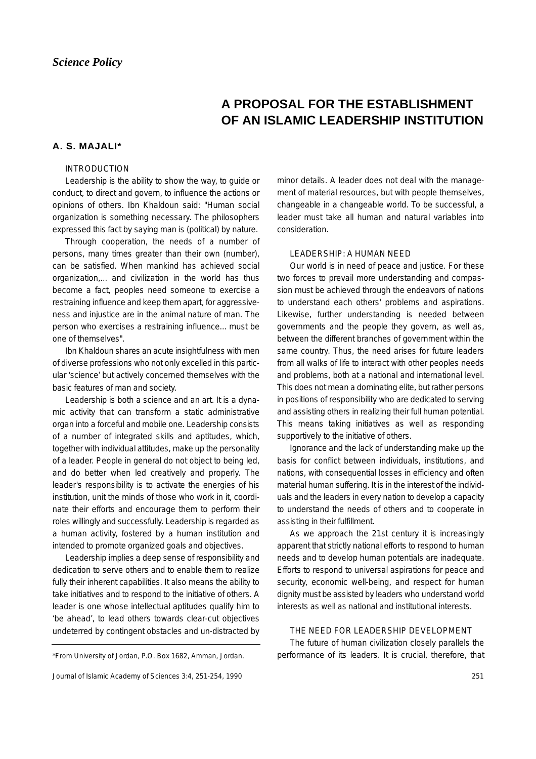*Science Policy*

# A PROPOSAL FOR THE ESTABLISHMENT OF AN ISLAMIC LEADERSHIP INSTITUTION

**A. S. MAJALI***

## INTRODUCTION

Leadership is the ability to show the way, to guide or conduct, to direct and govern, to influence the actions or opinions of others. Ibn Khaldoun said: "Human social organization is something necessary. The philosophers expressed this fact by saying man is (political) by nature.

Through cooperation, the needs of a number of persons, many times greater than their own (number), can be satisfied. When mankind has achieved social organization,... and civilization in the world has thus become a fact, peoples need someone to exercise a restraining influence and keep them apart, for aggressiveness and injustice are in the animal nature of man. The person who exercises a restraining influence... must be one of themselves".

Ibn Khaldoun shares an acute insightfulness with men of diverse professions who not only excelled in this particular 'science' but actively concerned themselves with the basic features of man and society.

Leadership is both a science and an art. It is a dynamic activity that can transform a static administrative organ into a forceful and mobile one. Leadership consists of a number of integrated skills and aptitudes, which, together with individual attitudes, make up the personality of a leader. People in general do not object to being led, and do better when led creatively and properly. The leader's responsibility is to activate the energies of his institution, unit the minds of those who work in it, coordinate their efforts and encourage them to perform their roles willingly and successfully. Leadership is regarded as a human activity, fostered by a human institution and intended to promote organized goals and objectives.

Leadership implies a deep sense of responsibility and dedication to serve others and to enable them to realize fully their inherent capabilities. It also means the ability to take initiatives and to respond to the initiative of others. A leader is one whose intellectual aptitudes qualify him to 'be ahead', to lead others towards clear-cut objectives undeterred by contingent obstacles and un-distracted by minor details. A leader does not deal with the management of material resources, but with people themselves, changeable in a changeable world. To be successful, a leader must take all human and natural variables into consideration.

## LEADERSHIP: A HUMAN NEED

Our world is in need of peace and justice. For these two forces to prevail more understanding and compassion must be achieved through the endeavors of nations to understand each others' problems and aspirations. Likewise, further understanding is needed between governments and the people they govern, as well as, between the different branches of government within the same country. Thus, the need arises for future leaders from all walks of life to interact with other peoples needs and problems, both at a national and international level. This does not mean a dominating elite, but rather persons in positions of responsibility who are dedicated to serving and assisting others in realizing their full human potential. This means taking initiatives as well as responding supportively to the initiative of others.

Ignorance and the lack of understanding make up the basis for conflict between individuals, institutions, and nations, with consequential losses in efficiency and often material human suffering. It is in the interest of the individuals and the leaders in every nation to develop a capacity to understand the needs of others and to cooperate in assisting in their fulfillment.

As we approach the 21st century it is increasingly apparent that strictly national efforts to respond to human needs and to develop human potentials are inadequate. Efforts to respond to universal aspirations for peace and security, economic well-being, and respect for human dignity must be assisted by leaders who understand world interests as well as national and institutional interests.

## THE NEED FOR LEADERSHIP DEVELOPMENT

The future of human civilization closely parallels the performance of its leaders. It is crucial, therefore, that

*From University of Jordan, P.O. Box 1682, Amman, Jordan.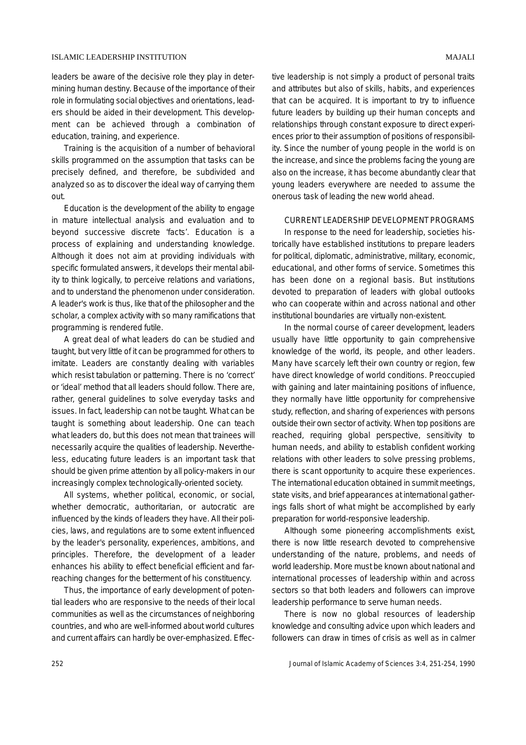leaders be aware of the decisive role they play in determining human destiny. Because of the importance of their role in formulating social objectives and orientations, leaders should be aided in their development. This development can be achieved through a combination of education, training, and experience.

Training is the acquisition of a number of behavioral skills programmed on the assumption that tasks can be precisely defined, and therefore, be subdivided and analyzed so as to discover the ideal way of carrying them out.

Education is the development of the ability to engage in mature intellectual analysis and evaluation and to beyond successive discrete 'facts'. Education is a process of explaining and understanding knowledge. Although it does not aim at providing individuals with specific formulated answers, it develops their mental ability to think logically, to perceive relations and variations, and to understand the phenomenon under consideration. A leader's work is thus, like that of the philosopher and the scholar, a complex activity with so many ramifications that programming is rendered futile.

A great deal of what leaders do can be studied and taught, but very little of it can be programmed for others to imitate. Leaders are constantly dealing with variables which resist tabulation or patterning. There is no 'correct' or 'ideal' method that all leaders should follow. There are, rather, general guidelines to solve everyday tasks and issues. In fact, leadership can not be taught. What can be taught is something about leadership. One can teach what leaders do, but this does not mean that trainees will necessarily acquire the qualities of leadership. Nevertheless, educating future leaders is an important task that should be given prime attention by all policy-makers in our increasingly complex technologically-oriented society.

All systems, whether political, economic, or social, whether democratic, authoritarian, or autocratic are influenced by the kinds of leaders they have. All their policies, laws, and regulations are to some extent influenced by the leader's personality, experiences, ambitions, and principles. Therefore, the development of a leader enhances his ability to effect beneficial efficient and far-reaching changes for the betterment of his constituency.

Thus, the importance of early development of potential leaders who are responsive to the needs of their local communities as well as the circumstances of neighboring countries, and who are well-informed about world cultures and current affairs can hardly be over-emphasized. Effective leadership is not simply a product of personal traits and attributes but also of skills, habits, and experiences that can be acquired. It is important to try to influence future leaders by building up their human concepts and relationships through constant exposure to direct experiences prior to their assumption of positions of responsibility. Since the number of young people in the world is on the increase, and since the problems facing the young are also on the increase, it has become abundantly clear that young leaders everywhere are needed to assume the onerous task of leading the new world ahead.

## CURRENT LEADERSHIP DEVELOPMENT PROGRAMS

In response to the need for leadership, societies historically have established institutions to prepare leaders for political, diplomatic, administrative, military, economic, educational, and other forms of service. Sometimes this has been done on a regional basis. But institutions devoted to preparation of leaders with global outlooks who can cooperate within and across national and other institutional boundaries are virtually non-existent.

In the normal course of career development, leaders usually have little opportunity to gain comprehensive knowledge of the world, its people, and other leaders. Many have scarcely left their own country or region, few have direct knowledge of world conditions. Preoccupied with gaining and later maintaining positions of influence, they normally have little opportunity for comprehensive study, reflection, and sharing of experiences with persons outside their own sector of activity. When top positions are reached, requiring global perspective, sensitivity to human needs, and ability to establish confident working relations with other leaders to solve pressing problems, there is scant opportunity to acquire these experiences. The international education obtained in summit meetings, state visits, and brief appearances at international gatherings falls short of what might be accomplished by early preparation for world-responsive leadership.

Although some pioneering accomplishments exist, there is now little research devoted to comprehensive understanding of the nature, problems, and needs of world leadership. More must be known about national and international processes of leadership within and across sectors so that both leaders and followers can improve leadership performance to serve human needs.

There is now no global resources of leadership knowledge and consulting advice upon which leaders and followers can draw in times of crisis as well as in calmer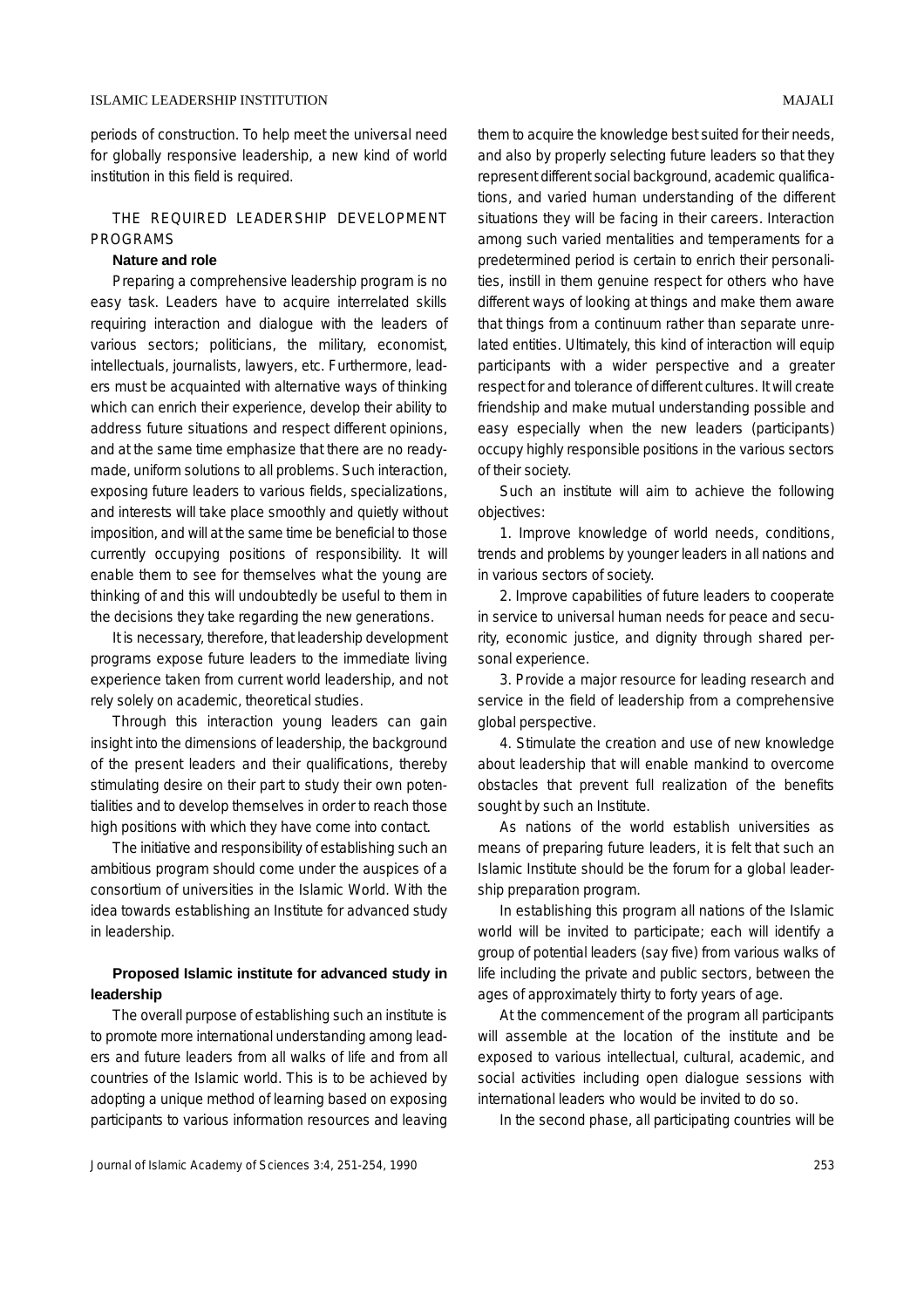periods of construction. To help meet the universal need for globally responsive leadership, a new kind of world institution in this field is required.

## THE REQUIRED LEADERSHIP DEVELOPMENT PROGRAMS

### Nature and role

Preparing a comprehensive leadership program is no easy task. Leaders have to acquire interrelated skills requiring interaction and dialogue with the leaders of various sectors; politicians, the military, economist, intellectuals, journalists, lawyers, etc. Furthermore, leaders must be acquainted with alternative ways of thinking which can enrich their experience, develop their ability to address future situations and respect different opinions, and at the same time emphasize that there are no ready-made, uniform solutions to all problems. Such interaction, exposing future leaders to various fields, specializations, and interests will take place smoothly and quietly without imposition, and will at the same time be beneficial to those currently occupying positions of responsibility. It will enable them to see for themselves what the young are thinking of and this will undoubtedly be useful to them in the decisions they take regarding the new generations.

It is necessary, therefore, that leadership development programs expose future leaders to the immediate living experience taken from current world leadership, and not rely solely on academic, theoretical studies.

Through this interaction young leaders can gain insight into the dimensions of leadership, the background of the present leaders and their qualifications, thereby stimulating desire on their part to study their own potentialities and to develop themselves in order to reach those high positions with which they have come into contact.

The initiative and responsibility of establishing such an ambitious program should come under the auspices of a consortium of universities in the Islamic World. With the idea towards establishing an Institute for advanced study in leadership.

### Proposed Islamic institute for advanced study in leadership

The overall purpose of establishing such an institute is to promote more international understanding among leaders and future leaders from all walks of life and from all countries of the Islamic world. This is to be achieved by adopting a unique method of learning based on exposing participants to various information resources and leaving them to acquire the knowledge best suited for their needs, and also by properly selecting future leaders so that they represent different social background, academic qualifications, and varied human understanding of the different situations they will be facing in their careers. Interaction among such varied mentalities and temperaments for a predetermined period is certain to enrich their personalities, instill in them genuine respect for others who have different ways of looking at things and make them aware that things from a continuum rather than separate unrelated entities. Ultimately, this kind of interaction will equip participants with a wider perspective and a greater respect for and tolerance of different cultures. It will create friendship and make mutual understanding possible and easy especially when the new leaders (participants) occupy highly responsible positions in the various sectors of their society.

Such an institute will aim to achieve the following objectives:

1. Improve knowledge of world needs, conditions, trends and problems by younger leaders in all nations and in various sectors of society.

2. Improve capabilities of future leaders to cooperate in service to universal human needs for peace and security, economic justice, and dignity through shared personal experience.

3. Provide a major resource for leading research and service in the field of leadership from a comprehensive global perspective.

4. Stimulate the creation and use of new knowledge about leadership that will enable mankind to overcome obstacles that prevent full realization of the benefits sought by such an Institute.

As nations of the world establish universities as means of preparing future leaders, it is felt that such an Islamic Institute should be the forum for a global leadership preparation program.

In establishing this program all nations of the Islamic world will be invited to participate; each will identify a group of potential leaders (say five) from various walks of life including the private and public sectors, between the ages of approximately thirty to forty years of age.

At the commencement of the program all participants will assemble at the location of the institute and be exposed to various intellectual, cultural, academic, and social activities including open dialogue sessions with international leaders who would be invited to do so.

In the second phase, all participating countries will be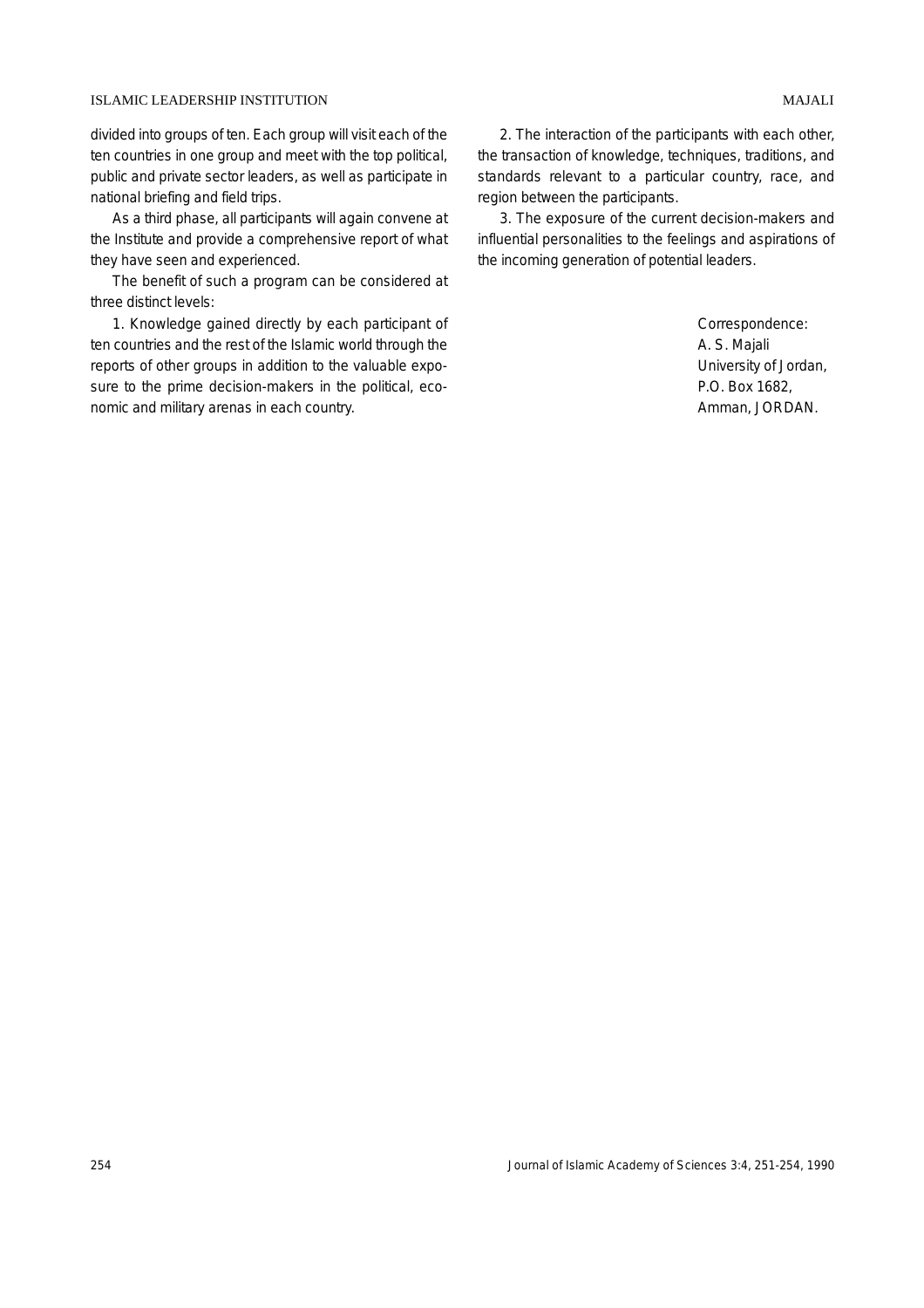divided into groups of ten. Each group will visit each of the ten countries in one group and meet with the top political, public and private sector leaders, as well as participate in national briefing and field trips.

As a third phase, all participants will again convene at the Institute and provide a comprehensive report of what they have seen and experienced.

The benefit of such a program can be considered at three distinct levels:

1. Knowledge gained directly by each participant of ten countries and the rest of the Islamic world through the reports of other groups in addition to the valuable exposure to the prime decision-makers in the political, economic and military arenas in each country.

2. The interaction of the participants with each other, the transaction of knowledge, techniques, traditions, and standards relevant to a particular country, race, and region between the participants.

3. The exposure of the current decision-makers and influential personalities to the feelings and aspirations of the incoming generation of potential leaders.

Correspondence:
A. S. Majali
University of Jordan,
P.O. Box 1682,
Amman, JORDAN.